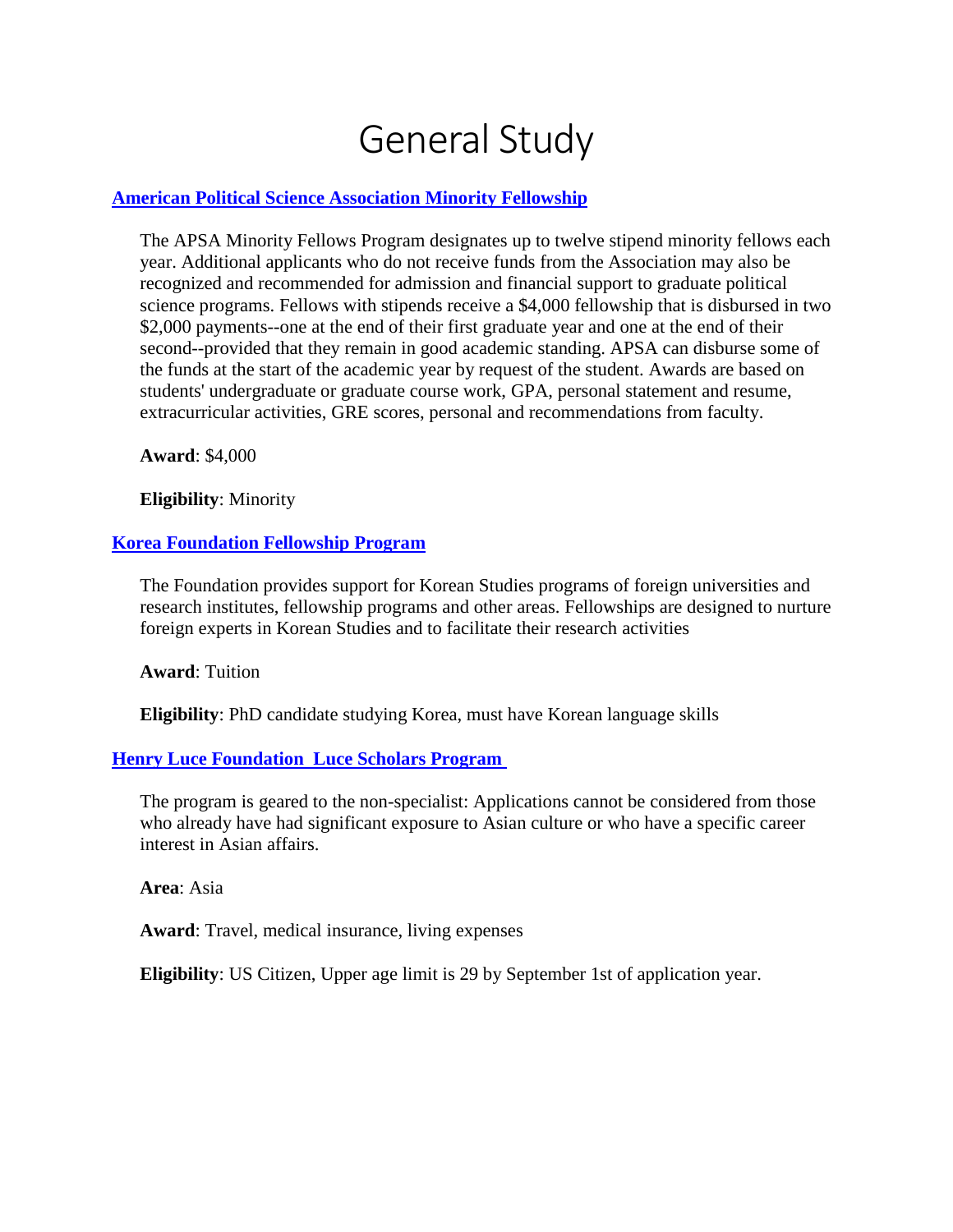# General Study

## [American Political Science Association Minority Fellowship]

The APSA Minority Fellows Program designates up to twelve stipend minority fellows each year. Additional applicants who do not receive funds from the Association may also be recognized and recommended for admission and financial support to graduate political science programs. Fellows with stipends receive a $4,000 fellowship that is disbursed in two $2,000 payments--one at the end of their first graduate year and one at the end of their second--provided that they remain in good academic standing. APSA can disburse some of the funds at the start of the academic year by request of the student. Awards are based on students' undergraduate or graduate course work, GPA, personal statement and resume, extracurricular activities, GRE scores, personal and recommendations from faculty.

**Award**: $4,000

**Eligibility**: Minority

## [Korea Foundation Fellowship Program]

The Foundation provides support for Korean Studies programs of foreign universities and research institutes, fellowship programs and other areas. Fellowships are designed to nurture foreign experts in Korean Studies and to facilitate their research activities

**Award**: Tuition

**Eligibility**: PhD candidate studying Korea, must have Korean language skills

## [Henry Luce Foundation Luce Scholars Program]

The program is geared to the non-specialist: Applications cannot be considered from those who already have had significant exposure to Asian culture or who have a specific career interest in Asian affairs.

**Area**: Asia

**Award**: Travel, medical insurance, living expenses

**Eligibility**: US Citizen, Upper age limit is 29 by September 1st of application year.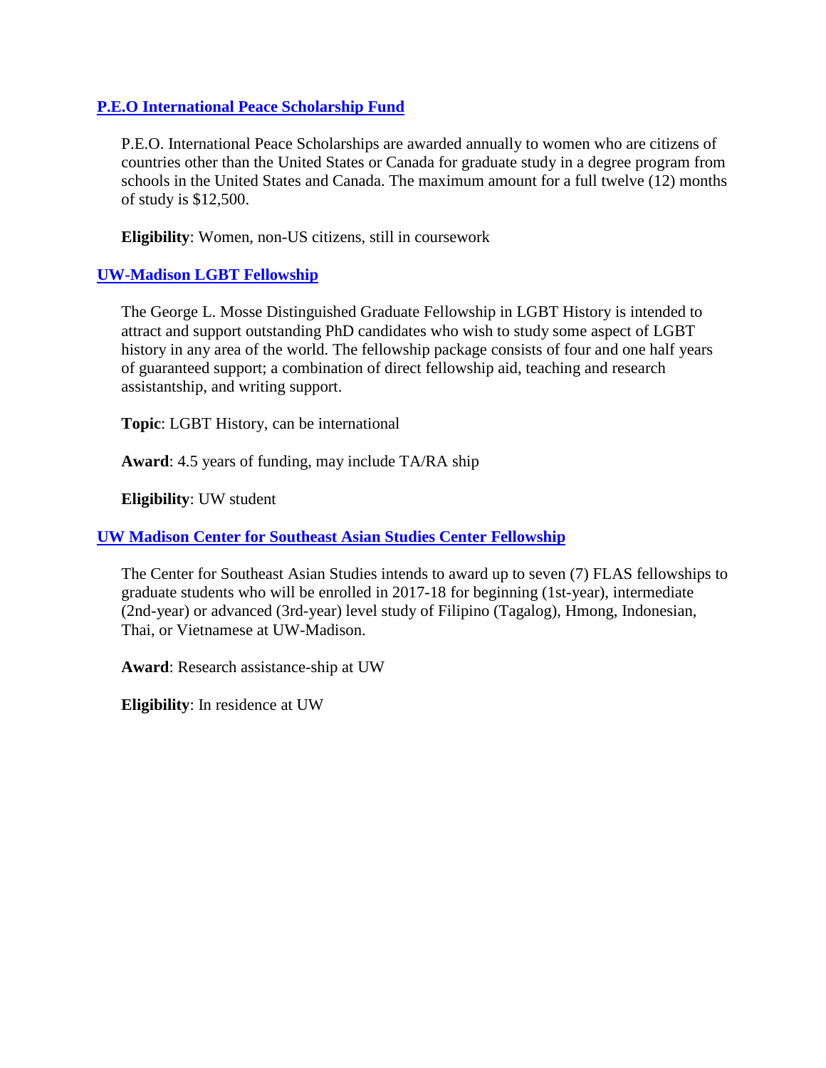### [P.E.O International Peace Scholarship Fund]

P.E.O. International Peace Scholarships are awarded annually to women who are citizens of countries other than the United States or Canada for graduate study in a degree program from schools in the United States and Canada. The maximum amount for a full twelve (12) months of study is $12,500.

**Eligibility**: Women, non-US citizens, still in coursework

### [UW-Madison LGBT Fellowship]

The George L. Mosse Distinguished Graduate Fellowship in LGBT History is intended to attract and support outstanding PhD candidates who wish to study some aspect of LGBT history in any area of the world. The fellowship package consists of four and one half years of guaranteed support; a combination of direct fellowship aid, teaching and research assistantship, and writing support.

**Topic**: LGBT History, can be international

**Award**: 4.5 years of funding, may include TA/RA ship

**Eligibility**: UW student

### [UW Madison Center for Southeast Asian Studies Center Fellowship]

The Center for Southeast Asian Studies intends to award up to seven (7) FLAS fellowships to graduate students who will be enrolled in 2017-18 for beginning (1st-year), intermediate (2nd-year) or advanced (3rd-year) level study of Filipino (Tagalog), Hmong, Indonesian, Thai, or Vietnamese at UW-Madison.

**Award**: Research assistance-ship at UW

**Eligibility**: In residence at UW